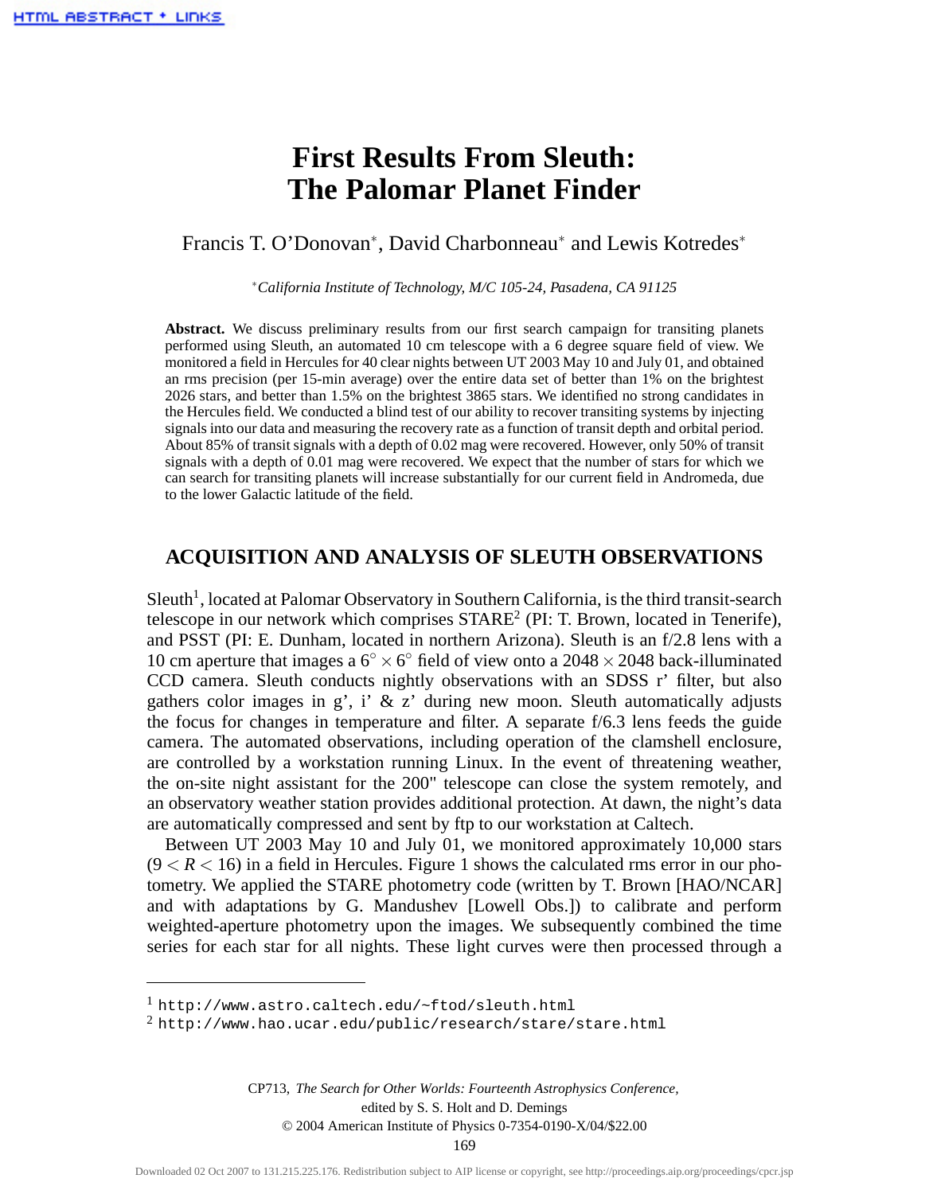# First Results From Sleuth: The Palomar Planet Finder

Francis T. O'Donovan*, David Charbonneau* and Lewis Kotredes*

*California Institute of Technology, M/C 105-24, Pasadena, CA 91125*

**Abstract.** We discuss preliminary results from our first search campaign for transiting planets performed using Sleuth, an automated 10 cm telescope with a 6 degree square field of view. We monitored a field in Hercules for 40 clear nights between UT 2003 May 10 and July 01, and obtained an rms precision (per 15-min average) over the entire data set of better than 1% on the brightest 2026 stars, and better than 1.5% on the brightest 3865 stars. We identified no strong candidates in the Hercules field. We conducted a blind test of our ability to recover transiting systems by injecting signals into our data and measuring the recovery rate as a function of transit depth and orbital period. About 85% of transit signals with a depth of 0.02 mag were recovered. However, only 50% of transit signals with a depth of 0.01 mag were recovered. We expect that the number of stars for which we can search for transiting planets will increase substantially for our current field in Andromeda, due to the lower Galactic latitude of the field.

## ACQUISITION AND ANALYSIS OF SLEUTH OBSERVATIONS

Sleuth[1], located at Palomar Observatory in Southern California, is the third transit-search telescope in our network which comprises STARE[2] (PI: T. Brown, located in Tenerife), and PSST (PI: E. Dunham, located in northern Arizona). Sleuth is an f/2.8 lens with a 10 cm aperture that images a $6^\circ \times 6^\circ$ field of view onto a $2048 \times 2048$ back-illuminated CCD camera. Sleuth conducts nightly observations with an SDSS r' filter, but also gathers color images in g', i' & z' during new moon. Sleuth automatically adjusts the focus for changes in temperature and filter. A separate f/6.3 lens feeds the guide camera. The automated observations, including operation of the clamshell enclosure, are controlled by a workstation running Linux. In the event of threatening weather, the on-site night assistant for the 200" telescope can close the system remotely, and an observatory weather station provides additional protection. At dawn, the night's data are automatically compressed and sent by ftp to our workstation at Caltech.

Between UT 2003 May 10 and July 01, we monitored approximately 10,000 stars ($9 < R < 16$) in a field in Hercules. Figure 1 shows the calculated rms error in our photometry. We applied the STARE photometry code (written by T. Brown [HAO/NCAR] and with adaptations by G. Mandushev [Lowell Obs.]) to calibrate and perform weighted-aperture photometry upon the images. We subsequently combined the time series for each star for all nights. These light curves were then processed through a

[1] http://www.astro.caltech.edu/~ftod/sleuth.html
[2] http://www.hao.ucar.edu/public/research/stare/stare.html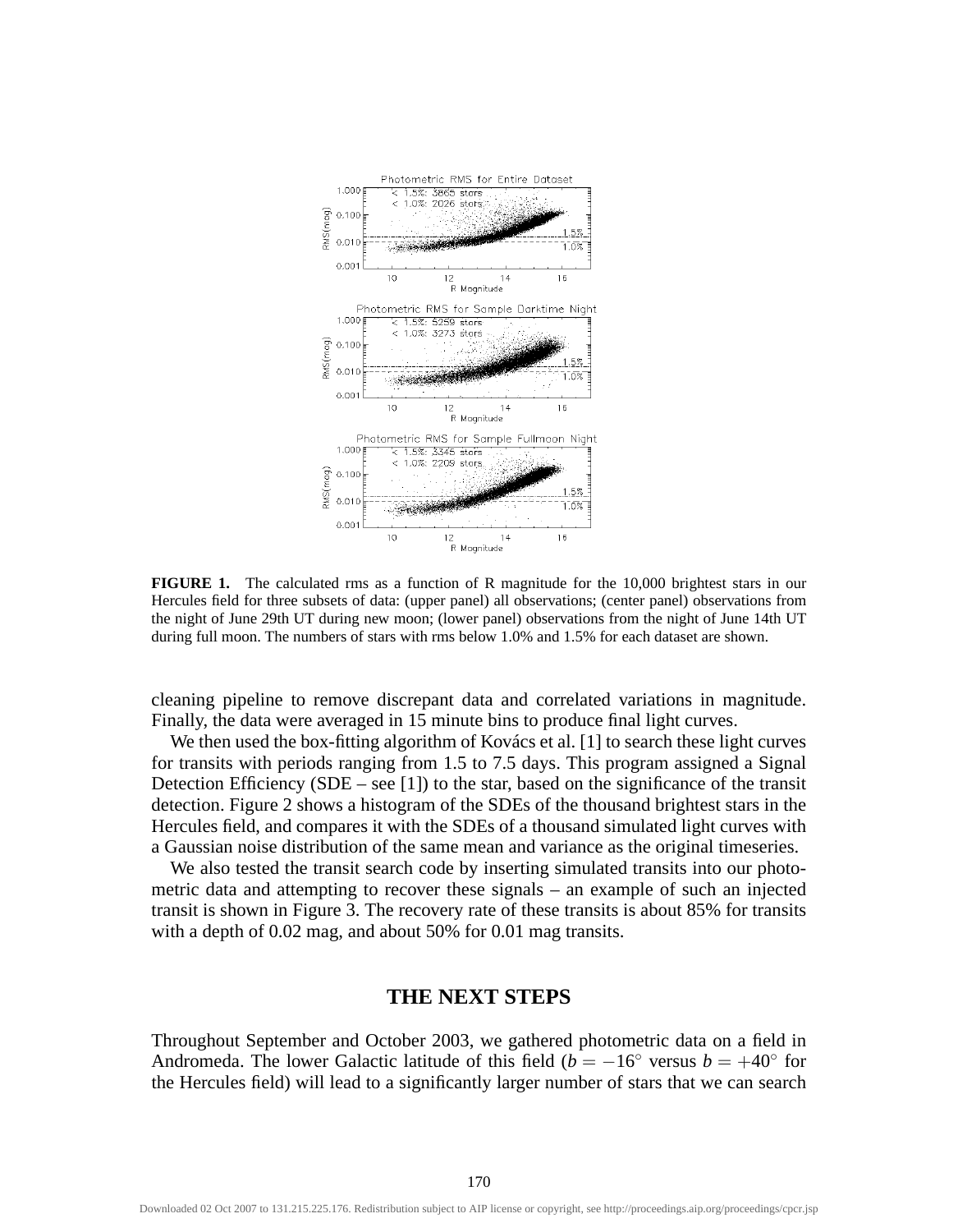**FIGURE 1.** The calculated rms as a function of R magnitude for the 10,000 brightest stars in our Hercules field for three subsets of data: (upper panel) all observations; (center panel) observations from the night of June 29th UT during new moon; (lower panel) observations from the night of June 14th UT during full moon. The numbers of stars with rms below 1.0% and 1.5% for each dataset are shown.

cleaning pipeline to remove discrepant data and correlated variations in magnitude. Finally, the data were averaged in 15 minute bins to produce final light curves.

We then used the box-fitting algorithm of Kovács et al. [1] to search these light curves for transits with periods ranging from 1.5 to 7.5 days. This program assigned a Signal Detection Efficiency (SDE – see [1]) to the star, based on the significance of the transit detection. Figure 2 shows a histogram of the SDEs of the thousand brightest stars in the Hercules field, and compares it with the SDEs of a thousand simulated light curves with a Gaussian noise distribution of the same mean and variance as the original timeseries.

We also tested the transit search code by inserting simulated transits into our photometric data and attempting to recover these signals – an example of such an injected transit is shown in Figure 3. The recovery rate of these transits is about 85% for transits with a depth of 0.02 mag, and about 50% for 0.01 mag transits.

## THE NEXT STEPS

Throughout September and October 2003, we gathered photometric data on a field in Andromeda. The lower Galactic latitude of this field ($b = -16^{\circ}$ versus $b = +40^{\circ}$ for the Hercules field) will lead to a significantly larger number of stars that we can search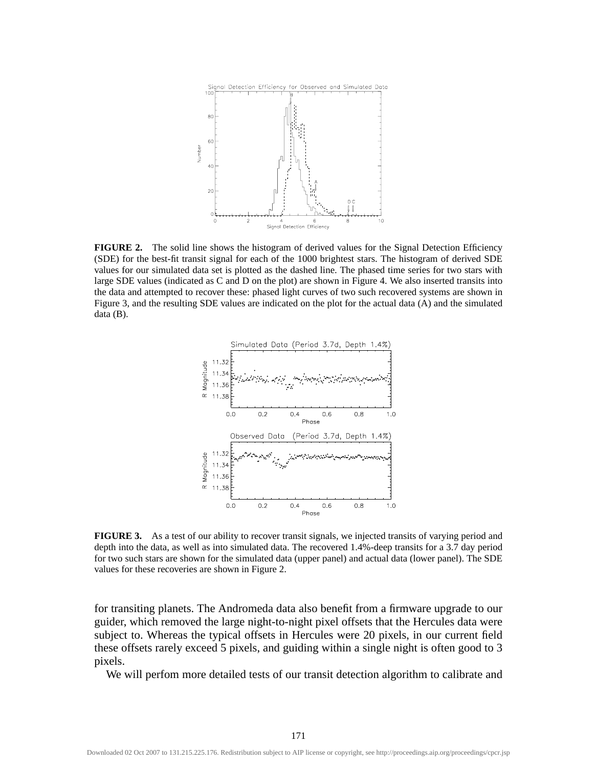**FIGURE 2.** The solid line shows the histogram of derived values for the Signal Detection Efficiency (SDE) for the best-fit transit signal for each of the 1000 brightest stars. The histogram of derived SDE values for our simulated data set is plotted as the dashed line. The phased time series for two stars with large SDE values (indicated as C and D on the plot) are shown in Figure 4. We also inserted transits into the data and attempted to recover these: phased light curves of two such recovered systems are shown in Figure 3, and the resulting SDE values are indicated on the plot for the actual data (A) and the simulated data (B).

**FIGURE 3.** As a test of our ability to recover transit signals, we injected transits of varying period and depth into the data, as well as into simulated data. The recovered 1.4%-deep transits for a 3.7 day period for two such stars are shown for the simulated data (upper panel) and actual data (lower panel). The SDE values for these recoveries are shown in Figure 2.

for transiting planets. The Andromeda data also benefit from a firmware upgrade to our guider, which removed the large night-to-night pixel offsets that the Hercules data were subject to. Whereas the typical offsets in Hercules were 20 pixels, in our current field these offsets rarely exceed 5 pixels, and guiding within a single night is often good to 3 pixels.

We will perfom more detailed tests of our transit detection algorithm to calibrate and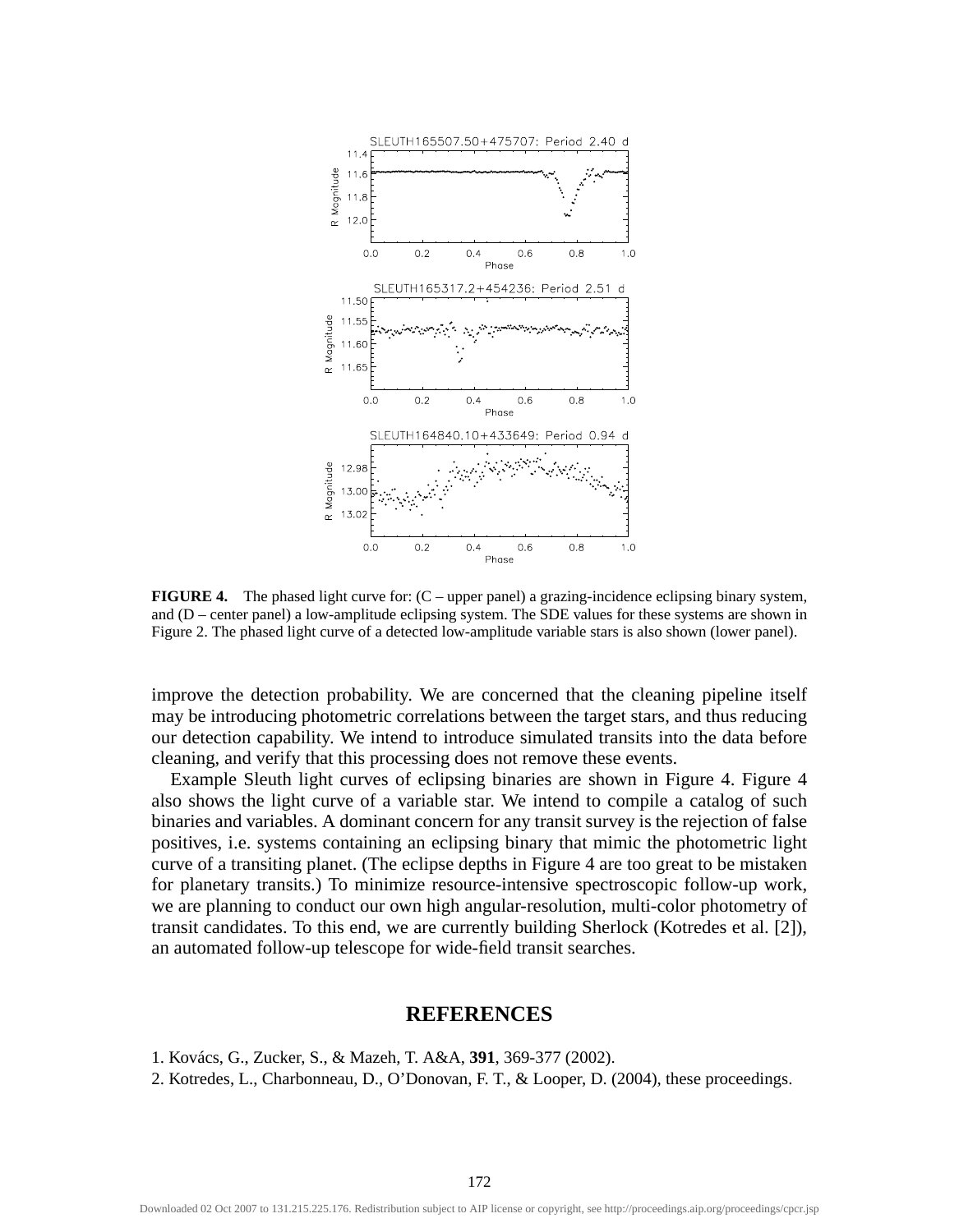SLEUTH165507.50+475707: Period 2.40 d

R Magnitude

11.4
11.6
11.8
12.0

0.0 0.2 0.4 0.6 0.8 1.0

Phase

SLEUTH165317.2+454236: Period 2.51 d

R Magnitude

11.50
11.55
11.60
11.65

0.0 0.2 0.4 0.6 0.8 1.0

Phase

SLEUTH164840.10+433649: Period 0.94 d

R Magnitude

12.98
13.00
13.02

0.0 0.2 0.4 0.6 0.8 1.0

Phase

**FIGURE 4.** The phased light curve for: (C – upper panel) a grazing-incidence eclipsing binary system, and (D – center panel) a low-amplitude eclipsing system. The SDE values for these systems are shown in Figure 2. The phased light curve of a detected low-amplitude variable stars is also shown (lower panel).

improve the detection probability. We are concerned that the cleaning pipeline itself may be introducing photometric correlations between the target stars, and thus reducing our detection capability. We intend to introduce simulated transits into the data before cleaning, and verify that this processing does not remove these events.

Example Sleuth light curves of eclipsing binaries are shown in Figure 4. Figure 4 also shows the light curve of a variable star. We intend to compile a catalog of such binaries and variables. A dominant concern for any transit survey is the rejection of false positives, i.e. systems containing an eclipsing binary that mimic the photometric light curve of a transiting planet. (The eclipse depths in Figure 4 are too great to be mistaken for planetary transits.) To minimize resource-intensive spectroscopic follow-up work, we are planning to conduct our own high angular-resolution, multi-color photometry of transit candidates. To this end, we are currently building Sherlock (Kotredes et al. [2]), an automated follow-up telescope for wide-field transit searches.

## REFERENCES

1. Kovács, G., Zucker, S., & Mazeh, T. A&A, **391**, 369-377 (2002).
2. Kotredes, L., Charbonneau, D., O'Donovan, F. T., & Looper, D. (2004), these proceedings.